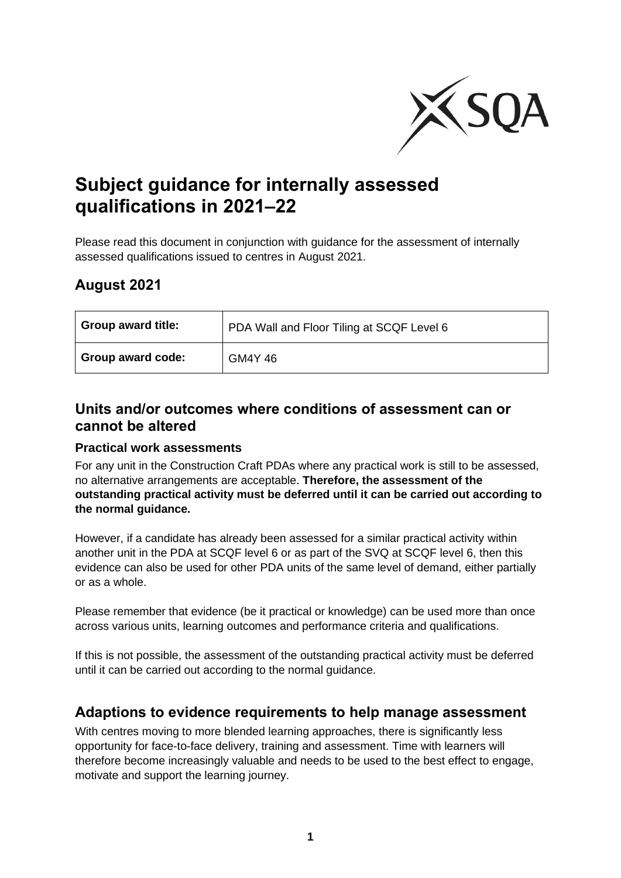# Subject guidance for internally assessed qualifications in 2021–22

Please read this document in conjunction with guidance for the assessment of internally assessed qualifications issued to centres in August 2021.

## August 2021

| Group award title: | PDA Wall and Floor Tiling at SCQF Level 6 |
|---|---|
| Group award code: | GM4Y 46 |

## Units and/or outcomes where conditions of assessment can or cannot be altered

### Practical work assessments

For any unit in the Construction Craft PDAs where any practical work is still to be assessed, no alternative arrangements are acceptable. **Therefore, the assessment of the outstanding practical activity must be deferred until it can be carried out according to the normal guidance.**

However, if a candidate has already been assessed for a similar practical activity within another unit in the PDA at SCQF level 6 or as part of the SVQ at SCQF level 6, then this evidence can also be used for other PDA units of the same level of demand, either partially or as a whole.

Please remember that evidence (be it practical or knowledge) can be used more than once across various units, learning outcomes and performance criteria and qualifications.

If this is not possible, the assessment of the outstanding practical activity must be deferred until it can be carried out according to the normal guidance.

## Adaptions to evidence requirements to help manage assessment

With centres moving to more blended learning approaches, there is significantly less opportunity for face-to-face delivery, training and assessment. Time with learners will therefore become increasingly valuable and needs to be used to the best effect to engage, motivate and support the learning journey.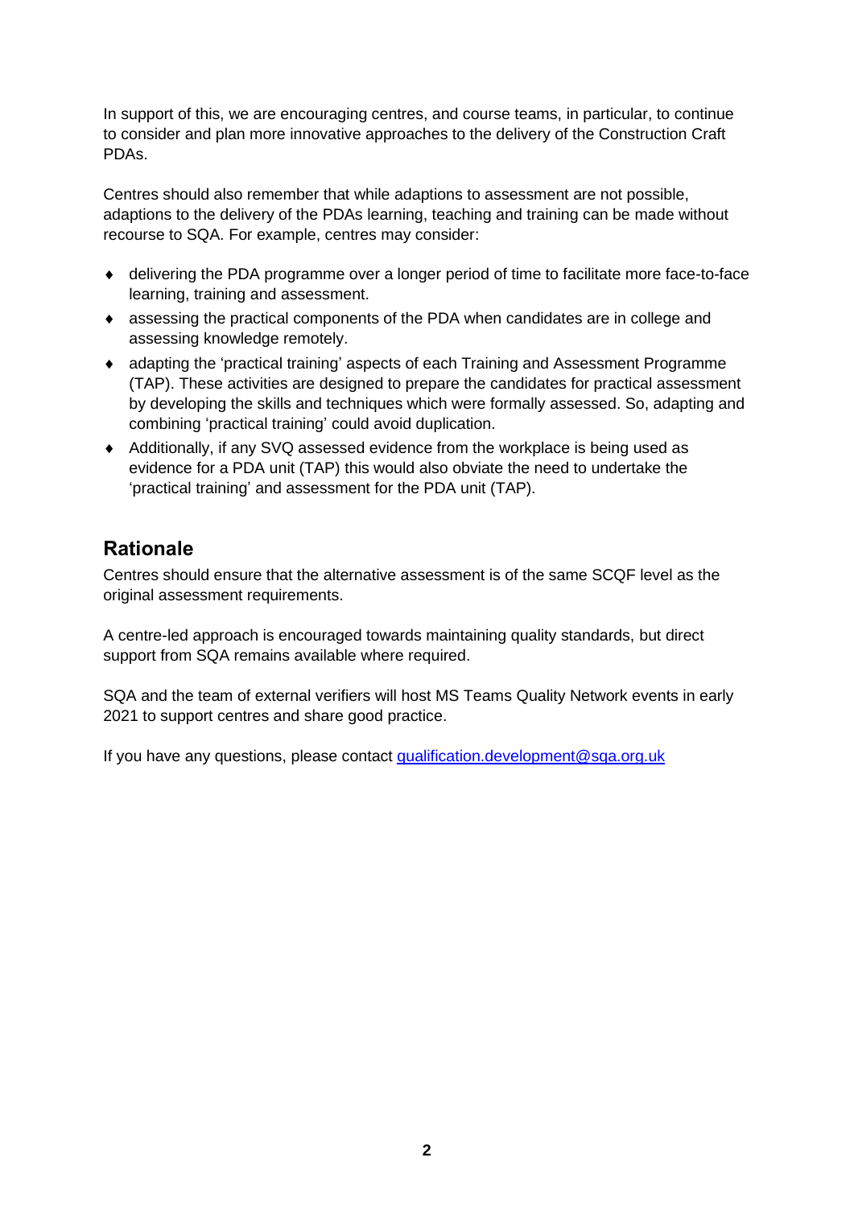In support of this, we are encouraging centres, and course teams, in particular, to continue to consider and plan more innovative approaches to the delivery of the Construction Craft PDAs.

Centres should also remember that while adaptions to assessment are not possible, adaptions to the delivery of the PDAs learning, teaching and training can be made without recourse to SQA. For example, centres may consider:

- delivering the PDA programme over a longer period of time to facilitate more face-to-face learning, training and assessment.
- assessing the practical components of the PDA when candidates are in college and assessing knowledge remotely.
- adapting the 'practical training' aspects of each Training and Assessment Programme (TAP). These activities are designed to prepare the candidates for practical assessment by developing the skills and techniques which were formally assessed. So, adapting and combining 'practical training' could avoid duplication.
- Additionally, if any SVQ assessed evidence from the workplace is being used as evidence for a PDA unit (TAP) this would also obviate the need to undertake the 'practical training' and assessment for the PDA unit (TAP).

## Rationale

Centres should ensure that the alternative assessment is of the same SCQF level as the original assessment requirements.

A centre-led approach is encouraged towards maintaining quality standards, but direct support from SQA remains available where required.

SQA and the team of external verifiers will host MS Teams Quality Network events in early 2021 to support centres and share good practice.

If you have any questions, please contact qualification.development@sqa.org.uk